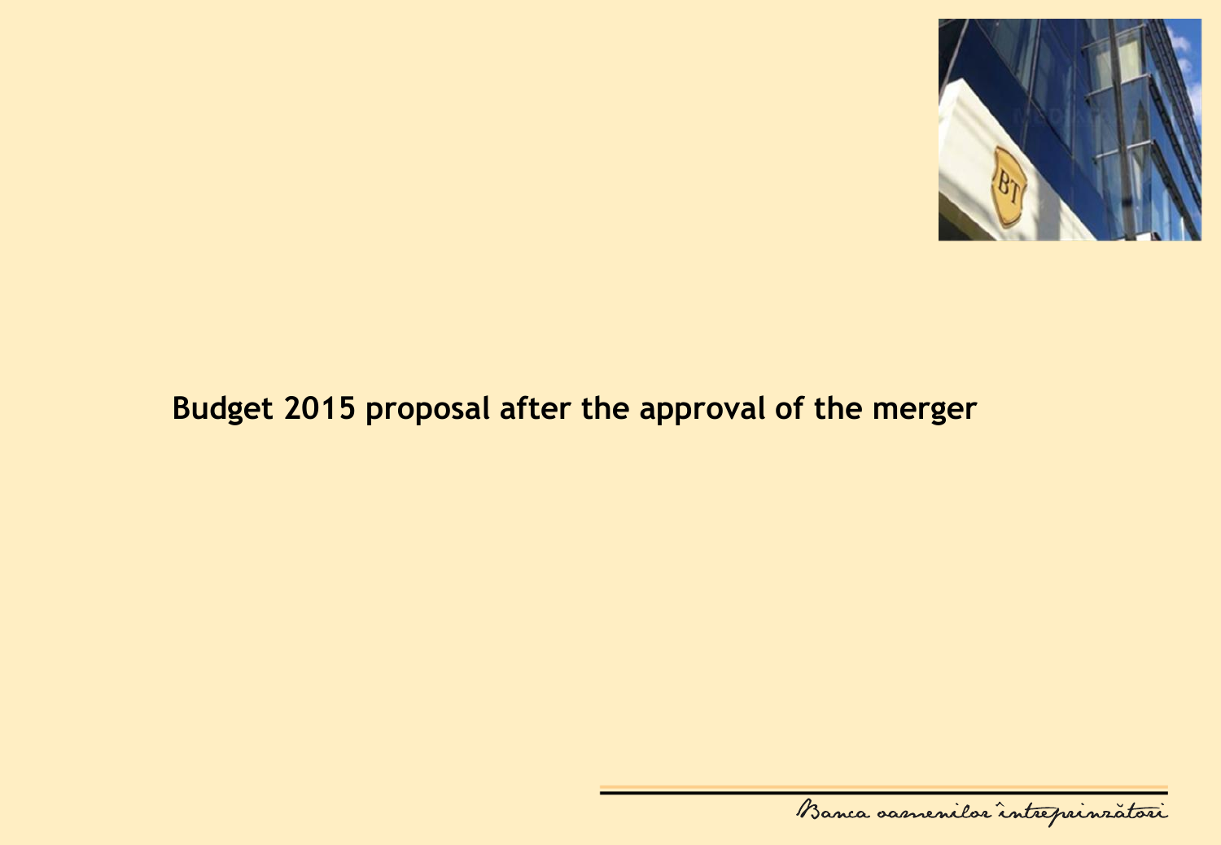# Budget 2015 proposal after the approval of the merger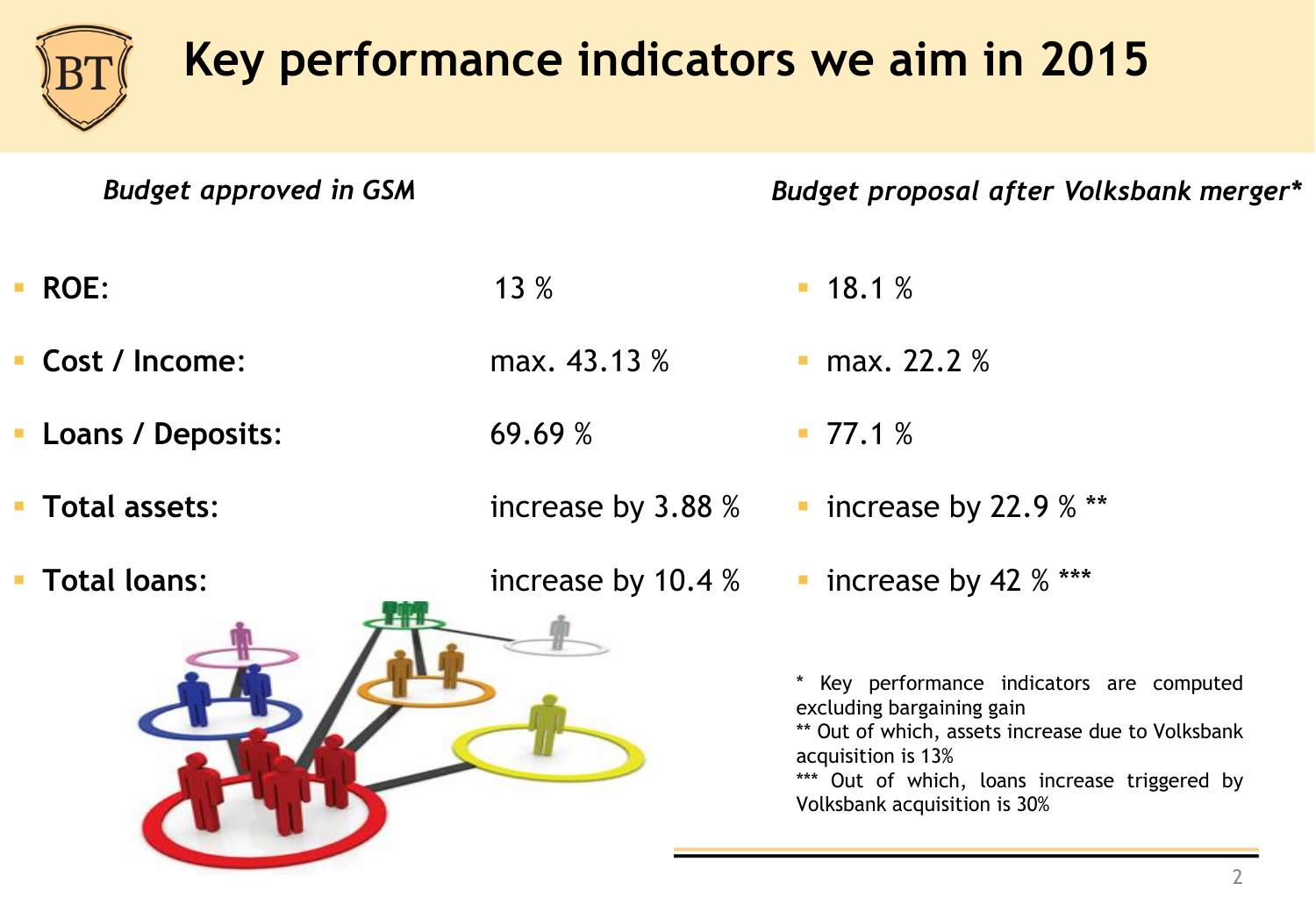# Key performance indicators we aim in 2015

| | *Budget approved in GSM* | *Budget proposal after Volksbank merger** |
|---|---|---|
| **ROE**: | 13 % | 18.1 % |
| **Cost / Income**: | max. 43.13 % | max. 22.2 % |
| **Loans / Deposits**: | 69.69 % | 77.1 % |
| **Total assets**: | increase by 3.88 % | increase by 22.9 % ** |
| **Total loans**: | increase by 10.4 % | increase by 42 % *** |

\* Key performance indicators are computed excluding bargaining gain
** Out of which, assets increase due to Volksbank acquisition is 13%
*** Out of which, loans increase triggered by Volksbank acquisition is 30%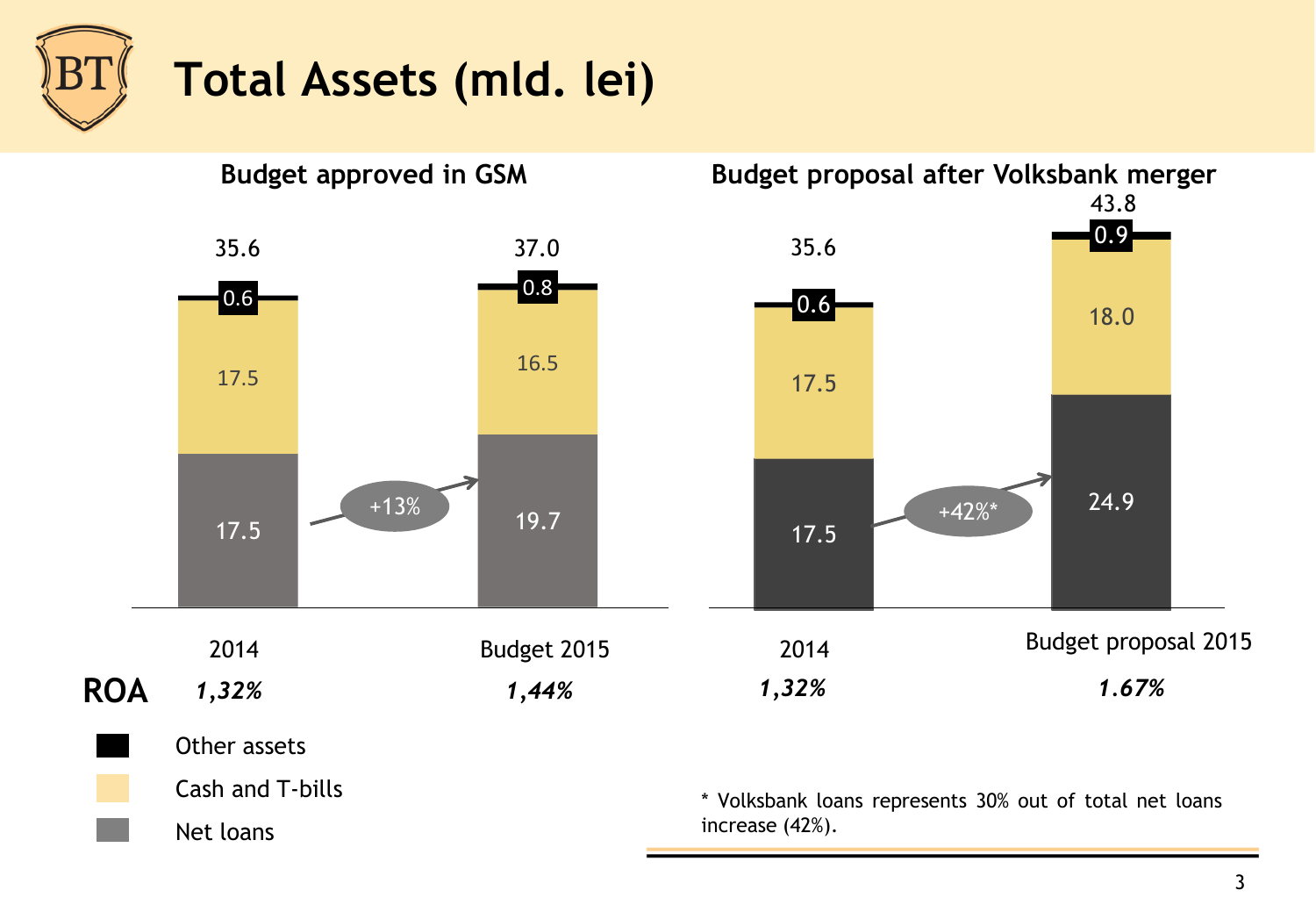# Total Assets (mld. lei)

**Budget approved in GSM**

35.6
0.6
17.5
17.5
+13%
37.0
0.8
16.5
19.7

2014
Budget 2015

**Budget proposal after Volksbank merger**

35.6
0.6
17.5
17.5
+42%*
43.8
0.9
18.0
24.9

2014
Budget proposal 2015

**ROA** *1,32%* *1,44%* *1,32%* *1.67%*

Other assets
Cash and T-bills
Net loans

\* Volksbank loans represents 30% out of total net loans increase (42%).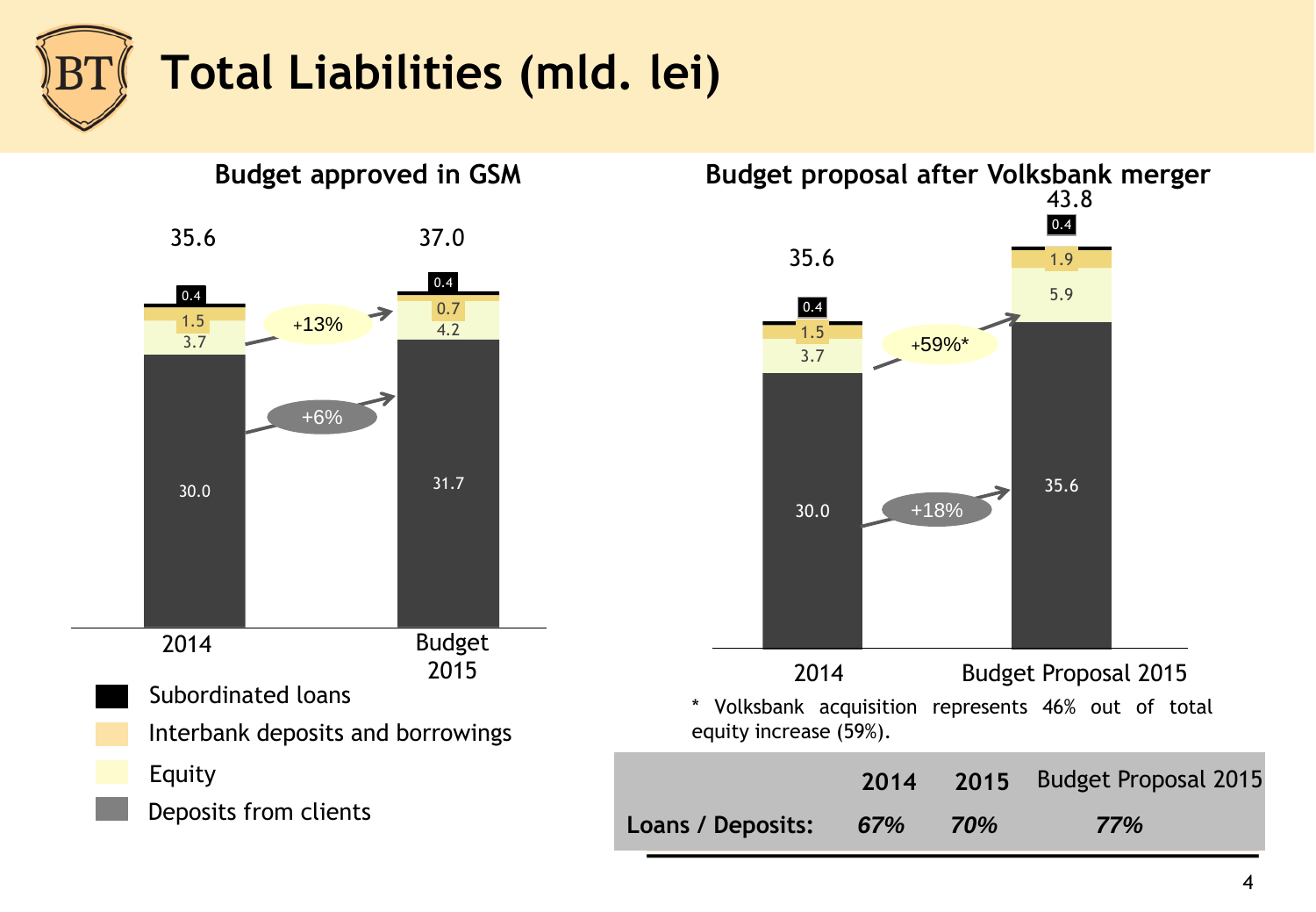# Total Liabilities (mld. lei)

## Budget approved in GSM

35.6
37.0
0.4
1.5
3.7
30.0
0.4
0.7
4.2
31.7
+13%
+6%
2014
Budget 2015

Subordinated loans
Interbank deposits and borrowings
Equity
Deposits from clients

## Budget proposal after Volksbank merger

43.8
35.6
0.4
1.5
3.7
30.0
0.4
1.9
5.9
35.6
+59%*
+18%
2014
Budget Proposal 2015

* Volksbank acquisition represents 46% out of total equity increase (59%).

| | 2014 | 2015 | Budget Proposal 2015 |
|---|---|---|---|
| **Loans / Deposits:** | *67%* | *70%* | *77%* |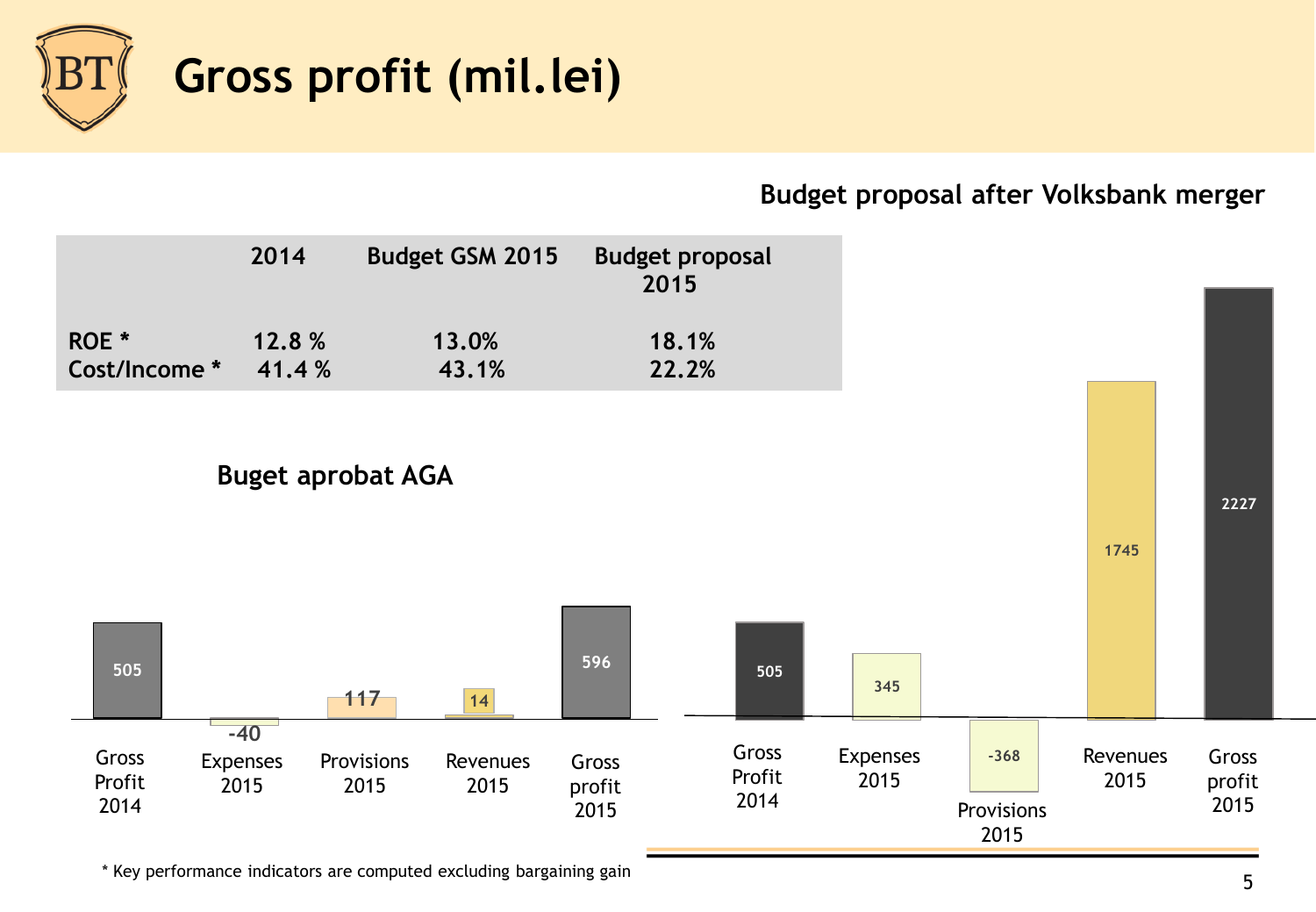# Gross profit (mil.lei)

**Budget proposal after Volksbank merger**

| | 2014 | Budget GSM 2015 | Budget proposal 2015 |
|---|---|---|---|
| ROE * | 12.8 % | 13.0% | 18.1% |
| Cost/Income * | 41.4 % | 43.1% | 22.2% |

**Buget aprobat AGA**

505
-40
117
14
596

Gross Profit 2014
Expenses 2015
Provisions 2015
Revenues 2015
Gross profit 2015

505
345
-368
1745
2227

Gross Profit 2014
Expenses 2015
Provisions 2015
Revenues 2015
Gross profit 2015

* Key performance indicators are computed excluding bargaining gain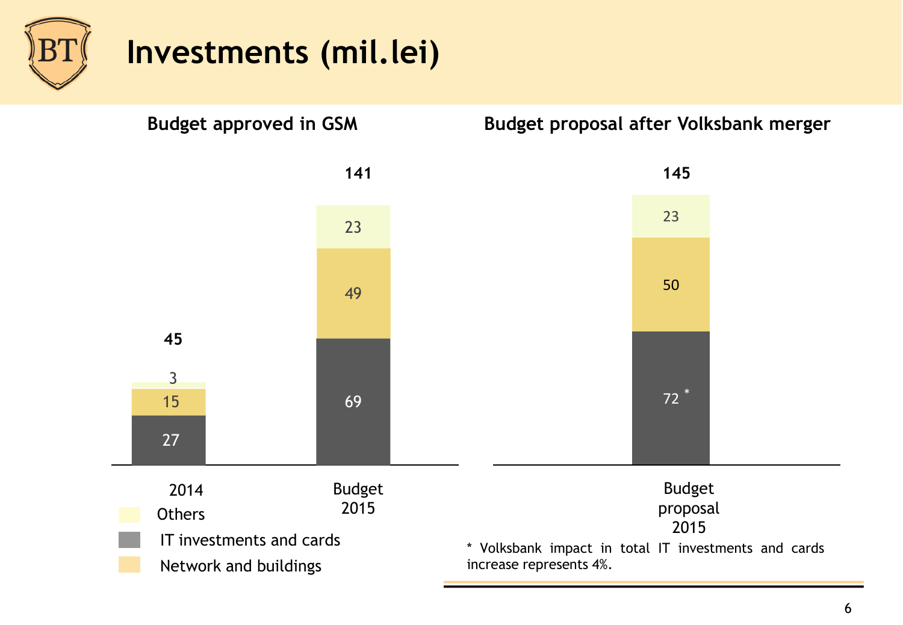# Investments (mil.lei)

**Budget approved in GSM**

45
3
15
27

141
23
49
69

2014

Budget 2015

Others

IT investments and cards

Network and buildings

**Budget proposal after Volksbank merger**

145
23
50
72 *

Budget proposal 2015

* Volksbank impact in total IT investments and cards increase represents 4%.